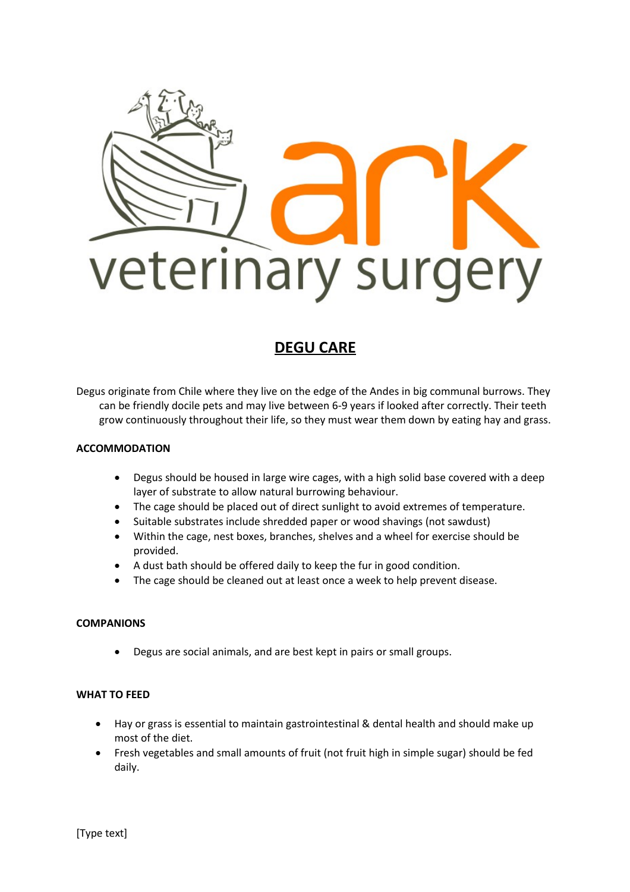# DEGU CARE

Degus originate from Chile where they live on the edge of the Andes in big communal burrows. They can be friendly docile pets and may live between 6-9 years if looked after correctly. Their teeth grow continuously throughout their life, so they must wear them down by eating hay and grass.

**ACCOMMODATION**

- Degus should be housed in large wire cages, with a high solid base covered with a deep layer of substrate to allow natural burrowing behaviour.
- The cage should be placed out of direct sunlight to avoid extremes of temperature.
- Suitable substrates include shredded paper or wood shavings (not sawdust)
- Within the cage, nest boxes, branches, shelves and a wheel for exercise should be provided.
- A dust bath should be offered daily to keep the fur in good condition.
- The cage should be cleaned out at least once a week to help prevent disease.

**COMPANIONS**

- Degus are social animals, and are best kept in pairs or small groups.

**WHAT TO FEED**

- Hay or grass is essential to maintain gastrointestinal & dental health and should make up most of the diet.
- Fresh vegetables and small amounts of fruit (not fruit high in simple sugar) should be fed daily.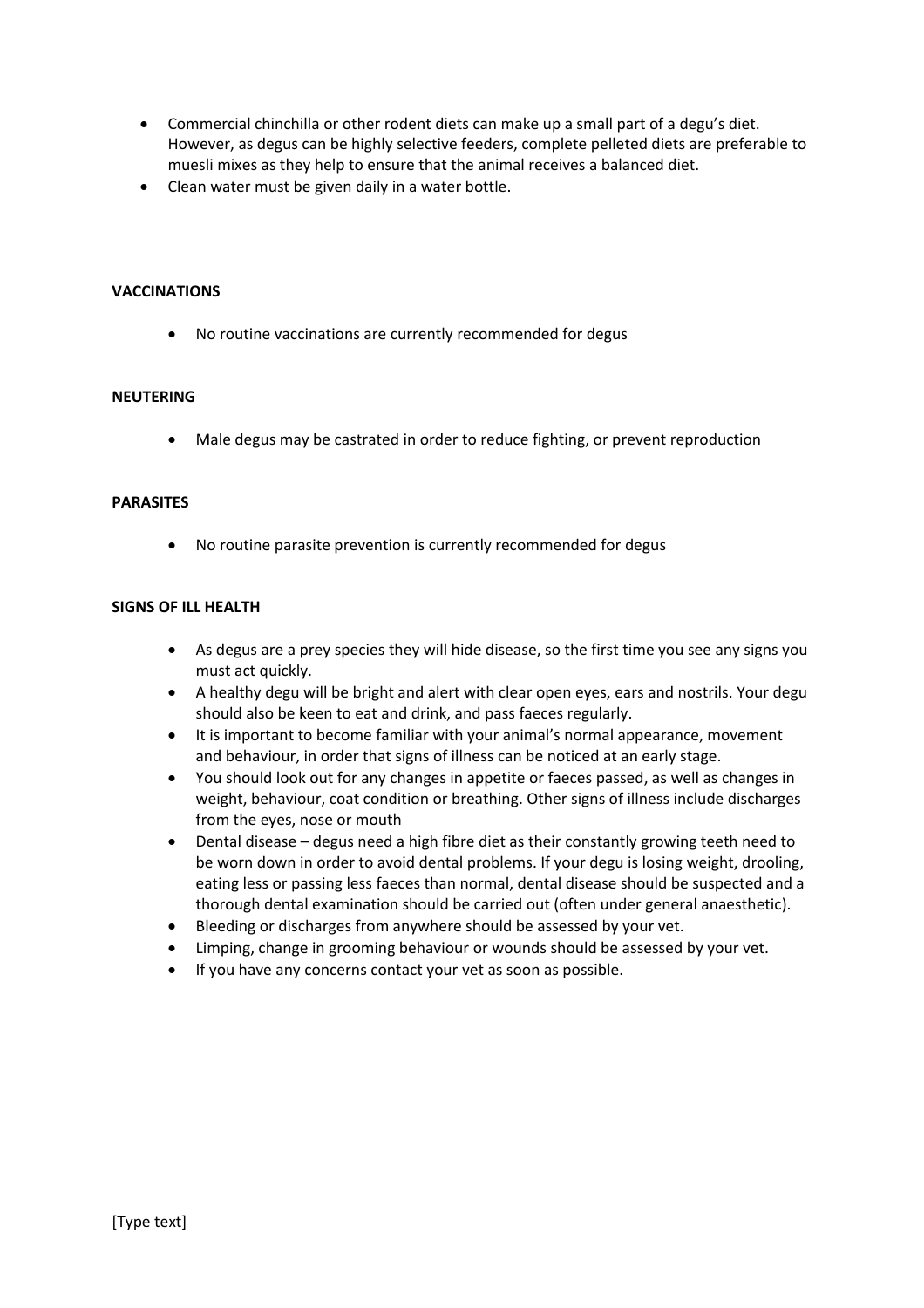- Commercial chinchilla or other rodent diets can make up a small part of a degu's diet. However, as degus can be highly selective feeders, complete pelleted diets are preferable to muesli mixes as they help to ensure that the animal receives a balanced diet.
- Clean water must be given daily in a water bottle.

**VACCINATIONS**

- No routine vaccinations are currently recommended for degus

**NEUTERING**

- Male degus may be castrated in order to reduce fighting, or prevent reproduction

**PARASITES**

- No routine parasite prevention is currently recommended for degus

**SIGNS OF ILL HEALTH**

- As degus are a prey species they will hide disease, so the first time you see any signs you must act quickly.
- A healthy degu will be bright and alert with clear open eyes, ears and nostrils. Your degu should also be keen to eat and drink, and pass faeces regularly.
- It is important to become familiar with your animal's normal appearance, movement and behaviour, in order that signs of illness can be noticed at an early stage.
- You should look out for any changes in appetite or faeces passed, as well as changes in weight, behaviour, coat condition or breathing. Other signs of illness include discharges from the eyes, nose or mouth
- Dental disease – degus need a high fibre diet as their constantly growing teeth need to be worn down in order to avoid dental problems. If your degu is losing weight, drooling, eating less or passing less faeces than normal, dental disease should be suspected and a thorough dental examination should be carried out (often under general anaesthetic).
- Bleeding or discharges from anywhere should be assessed by your vet.
- Limping, change in grooming behaviour or wounds should be assessed by your vet.
- If you have any concerns contact your vet as soon as possible.